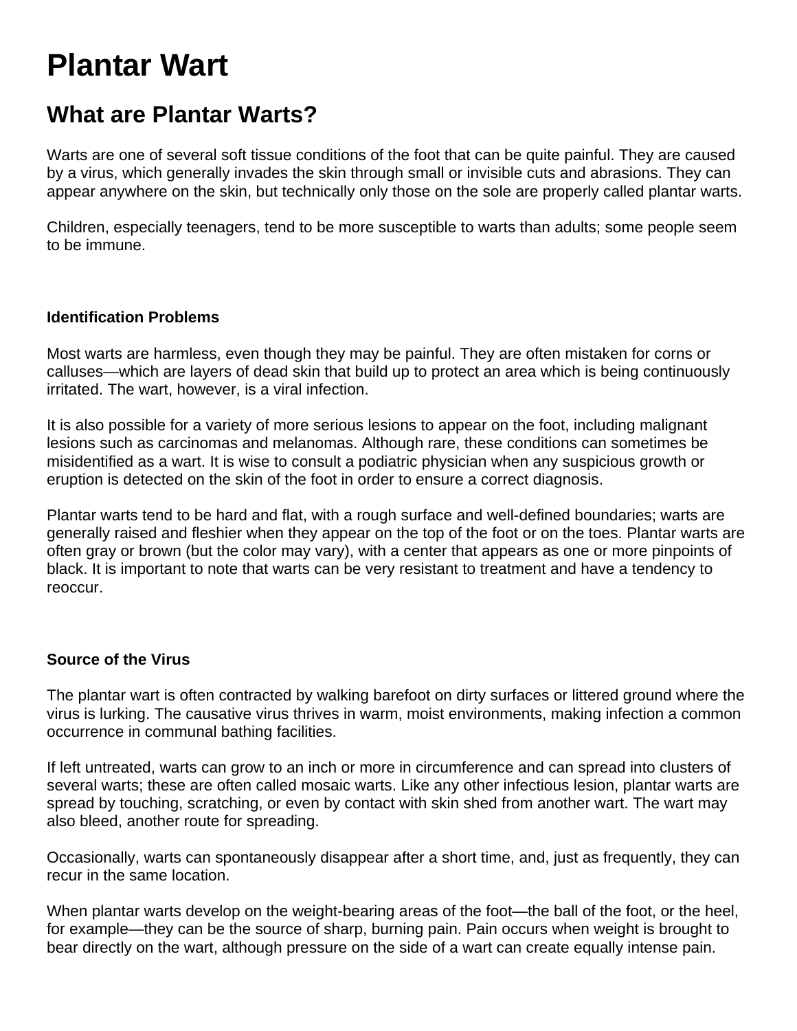# Plantar Wart

## What are Plantar Warts?

Warts are one of several soft tissue conditions of the foot that can be quite painful. They are caused by a virus, which generally invades the skin through small or invisible cuts and abrasions. They can appear anywhere on the skin, but technically only those on the sole are properly called plantar warts.

Children, especially teenagers, tend to be more susceptible to warts than adults; some people seem to be immune.

**Identification Problems**

Most warts are harmless, even though they may be painful. They are often mistaken for corns or calluses—which are layers of dead skin that build up to protect an area which is being continuously irritated. The wart, however, is a viral infection.

It is also possible for a variety of more serious lesions to appear on the foot, including malignant lesions such as carcinomas and melanomas. Although rare, these conditions can sometimes be misidentified as a wart. It is wise to consult a podiatric physician when any suspicious growth or eruption is detected on the skin of the foot in order to ensure a correct diagnosis.

Plantar warts tend to be hard and flat, with a rough surface and well-defined boundaries; warts are generally raised and fleshier when they appear on the top of the foot or on the toes. Plantar warts are often gray or brown (but the color may vary), with a center that appears as one or more pinpoints of black. It is important to note that warts can be very resistant to treatment and have a tendency to reoccur.

**Source of the Virus**

The plantar wart is often contracted by walking barefoot on dirty surfaces or littered ground where the virus is lurking. The causative virus thrives in warm, moist environments, making infection a common occurrence in communal bathing facilities.

If left untreated, warts can grow to an inch or more in circumference and can spread into clusters of several warts; these are often called mosaic warts. Like any other infectious lesion, plantar warts are spread by touching, scratching, or even by contact with skin shed from another wart. The wart may also bleed, another route for spreading.

Occasionally, warts can spontaneously disappear after a short time, and, just as frequently, they can recur in the same location.

When plantar warts develop on the weight-bearing areas of the foot—the ball of the foot, or the heel, for example—they can be the source of sharp, burning pain. Pain occurs when weight is brought to bear directly on the wart, although pressure on the side of a wart can create equally intense pain.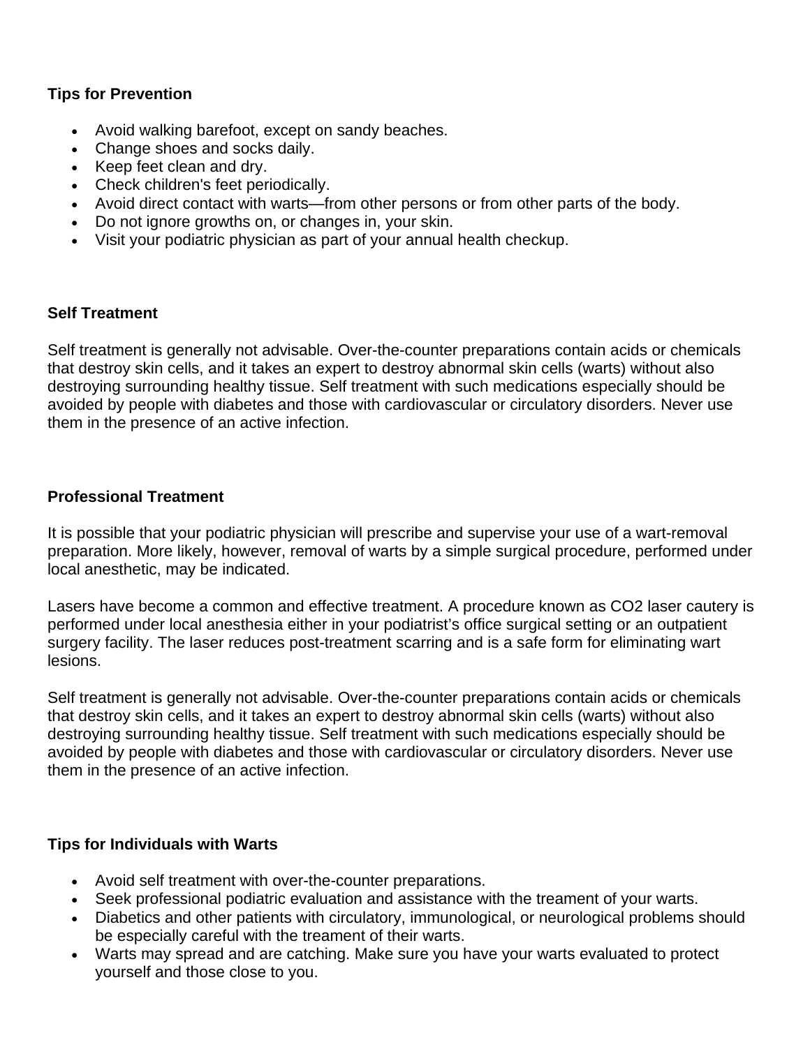**Tips for Prevention**

- Avoid walking barefoot, except on sandy beaches.
- Change shoes and socks daily.
- Keep feet clean and dry.
- Check children's feet periodically.
- Avoid direct contact with warts—from other persons or from other parts of the body.
- Do not ignore growths on, or changes in, your skin.
- Visit your podiatric physician as part of your annual health checkup.

**Self Treatment**

Self treatment is generally not advisable. Over-the-counter preparations contain acids or chemicals that destroy skin cells, and it takes an expert to destroy abnormal skin cells (warts) without also destroying surrounding healthy tissue. Self treatment with such medications especially should be avoided by people with diabetes and those with cardiovascular or circulatory disorders. Never use them in the presence of an active infection.

**Professional Treatment**

It is possible that your podiatric physician will prescribe and supervise your use of a wart-removal preparation. More likely, however, removal of warts by a simple surgical procedure, performed under local anesthetic, may be indicated.

Lasers have become a common and effective treatment. A procedure known as $CO_2$ laser cautery is performed under local anesthesia either in your podiatrist's office surgical setting or an outpatient surgery facility. The laser reduces post-treatment scarring and is a safe form for eliminating wart lesions.

Self treatment is generally not advisable. Over-the-counter preparations contain acids or chemicals that destroy skin cells, and it takes an expert to destroy abnormal skin cells (warts) without also destroying surrounding healthy tissue. Self treatment with such medications especially should be avoided by people with diabetes and those with cardiovascular or circulatory disorders. Never use them in the presence of an active infection.

**Tips for Individuals with Warts**

- Avoid self treatment with over-the-counter preparations.
- Seek professional podiatric evaluation and assistance with the treament of your warts.
- Diabetics and other patients with circulatory, immunological, or neurological problems should be especially careful with the treament of their warts.
- Warts may spread and are catching. Make sure you have your warts evaluated to protect yourself and those close to you.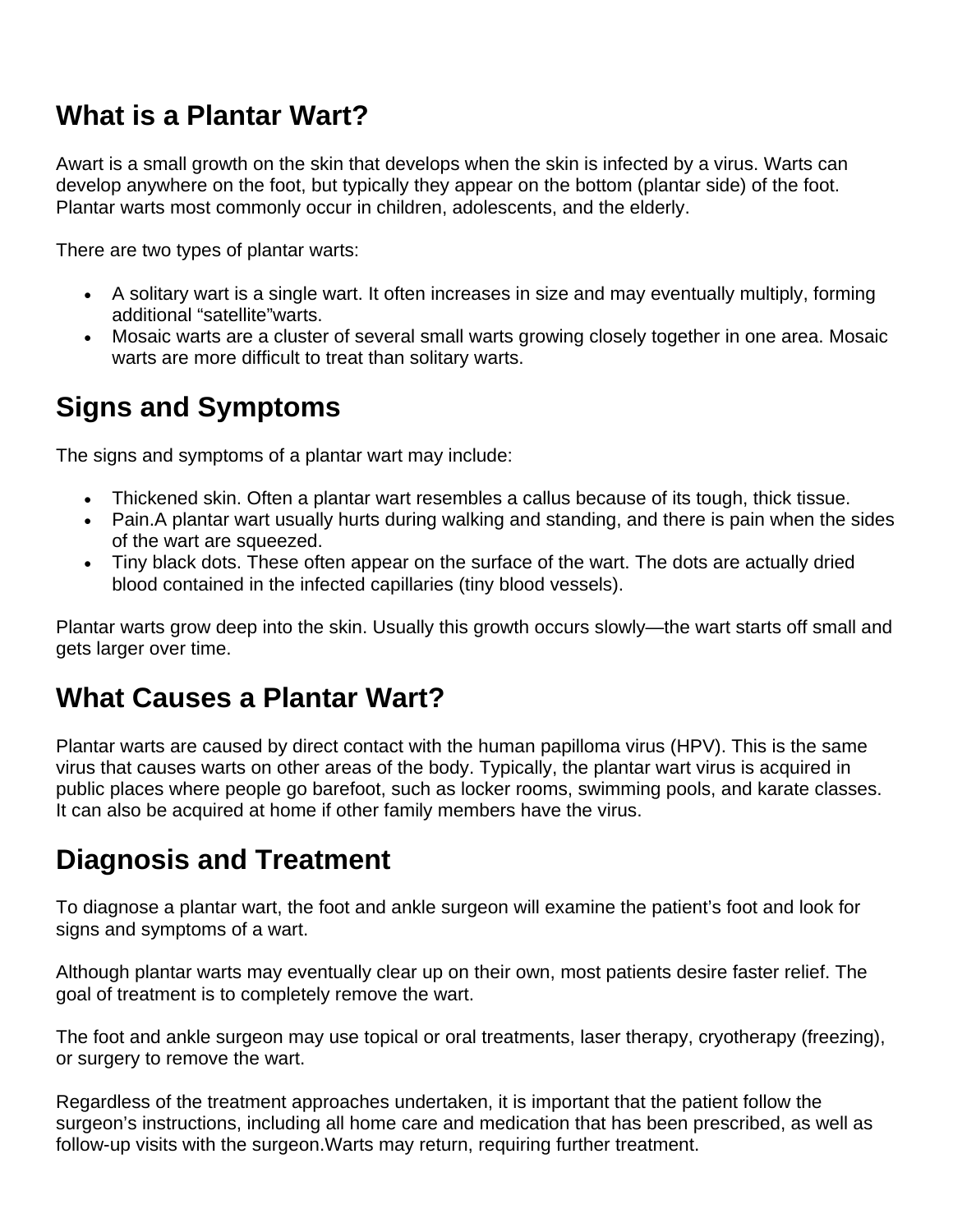## What is a Plantar Wart?

Awart is a small growth on the skin that develops when the skin is infected by a virus. Warts can develop anywhere on the foot, but typically they appear on the bottom (plantar side) of the foot. Plantar warts most commonly occur in children, adolescents, and the elderly.

There are two types of plantar warts:

- A solitary wart is a single wart. It often increases in size and may eventually multiply, forming additional “satellite”warts.
- Mosaic warts are a cluster of several small warts growing closely together in one area. Mosaic warts are more difficult to treat than solitary warts.

## Signs and Symptoms

The signs and symptoms of a plantar wart may include:

- Thickened skin. Often a plantar wart resembles a callus because of its tough, thick tissue.
- Pain.A plantar wart usually hurts during walking and standing, and there is pain when the sides of the wart are squeezed.
- Tiny black dots. These often appear on the surface of the wart. The dots are actually dried blood contained in the infected capillaries (tiny blood vessels).

Plantar warts grow deep into the skin. Usually this growth occurs slowly—the wart starts off small and gets larger over time.

## What Causes a Plantar Wart?

Plantar warts are caused by direct contact with the human papilloma virus (HPV). This is the same virus that causes warts on other areas of the body. Typically, the plantar wart virus is acquired in public places where people go barefoot, such as locker rooms, swimming pools, and karate classes. It can also be acquired at home if other family members have the virus.

## Diagnosis and Treatment

To diagnose a plantar wart, the foot and ankle surgeon will examine the patient’s foot and look for signs and symptoms of a wart.

Although plantar warts may eventually clear up on their own, most patients desire faster relief. The goal of treatment is to completely remove the wart.

The foot and ankle surgeon may use topical or oral treatments, laser therapy, cryotherapy (freezing), or surgery to remove the wart.

Regardless of the treatment approaches undertaken, it is important that the patient follow the surgeon’s instructions, including all home care and medication that has been prescribed, as well as follow-up visits with the surgeon.Warts may return, requiring further treatment.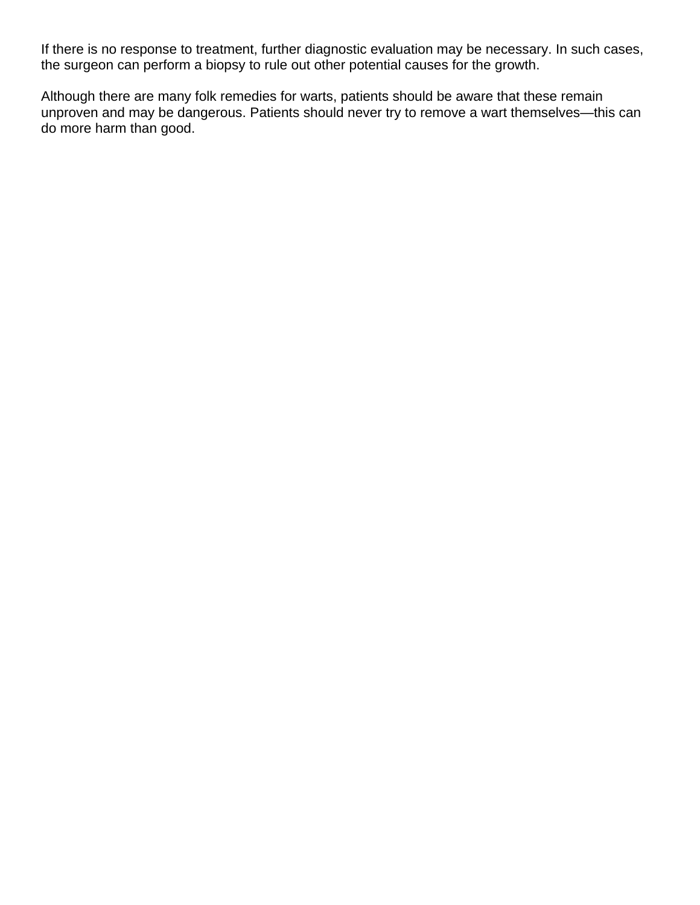If there is no response to treatment, further diagnostic evaluation may be necessary. In such cases, the surgeon can perform a biopsy to rule out other potential causes for the growth.

Although there are many folk remedies for warts, patients should be aware that these remain unproven and may be dangerous. Patients should never try to remove a wart themselves—this can do more harm than good.